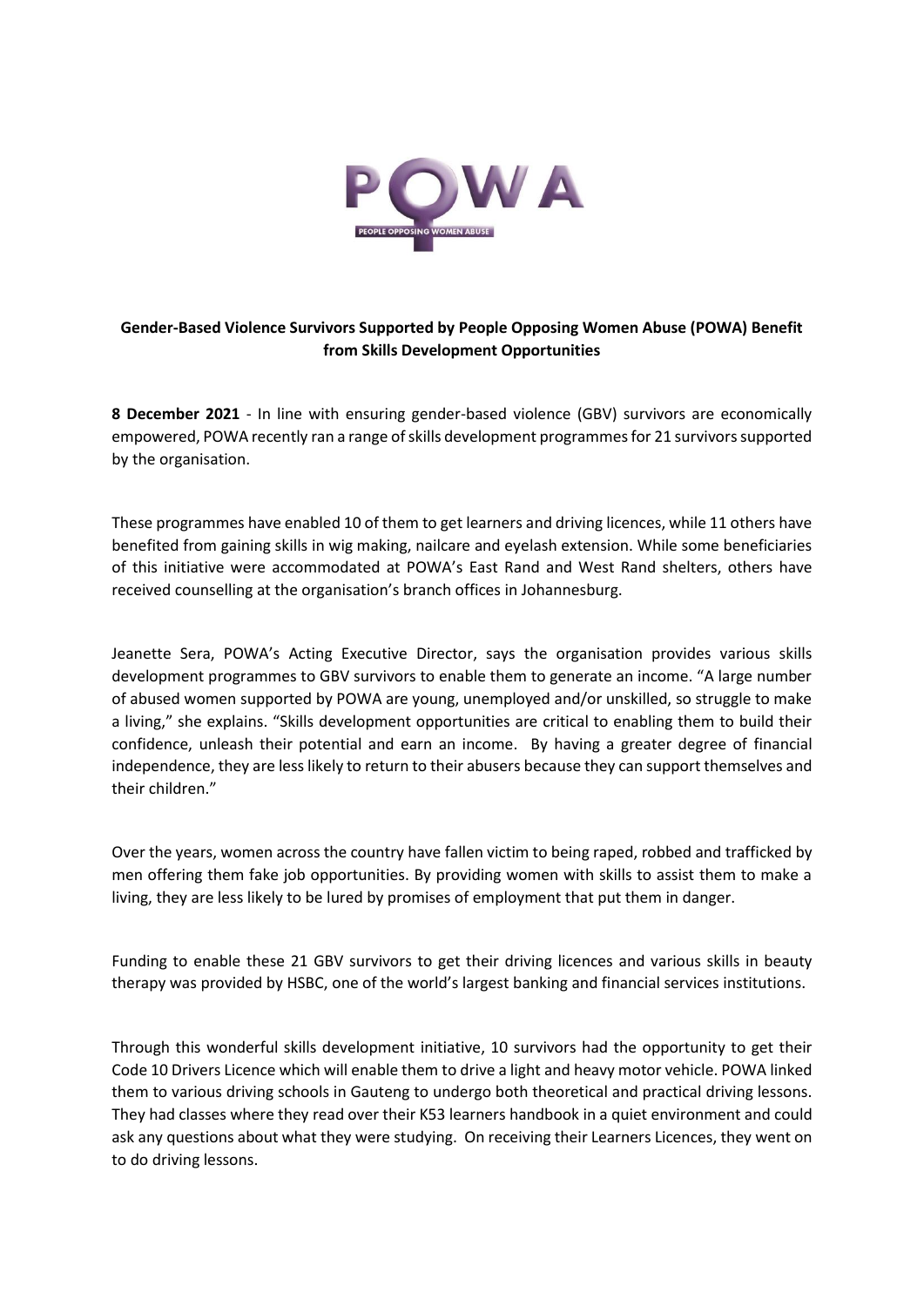**Gender-Based Violence Survivors Supported by People Opposing Women Abuse (POWA) Benefit from Skills Development Opportunities**

**8 December 2021** - In line with ensuring gender-based violence (GBV) survivors are economically empowered, POWA recently ran a range of skills development programmes for 21 survivors supported by the organisation.

These programmes have enabled 10 of them to get learners and driving licences, while 11 others have benefited from gaining skills in wig making, nailcare and eyelash extension. While some beneficiaries of this initiative were accommodated at POWA's East Rand and West Rand shelters, others have received counselling at the organisation's branch offices in Johannesburg.

Jeanette Sera, POWA's Acting Executive Director, says the organisation provides various skills development programmes to GBV survivors to enable them to generate an income. "A large number of abused women supported by POWA are young, unemployed and/or unskilled, so struggle to make a living," she explains. "Skills development opportunities are critical to enabling them to build their confidence, unleash their potential and earn an income. By having a greater degree of financial independence, they are less likely to return to their abusers because they can support themselves and their children."

Over the years, women across the country have fallen victim to being raped, robbed and trafficked by men offering them fake job opportunities. By providing women with skills to assist them to make a living, they are less likely to be lured by promises of employment that put them in danger.

Funding to enable these 21 GBV survivors to get their driving licences and various skills in beauty therapy was provided by HSBC, one of the world's largest banking and financial services institutions.

Through this wonderful skills development initiative, 10 survivors had the opportunity to get their Code 10 Drivers Licence which will enable them to drive a light and heavy motor vehicle. POWA linked them to various driving schools in Gauteng to undergo both theoretical and practical driving lessons. They had classes where they read over their K53 learners handbook in a quiet environment and could ask any questions about what they were studying. On receiving their Learners Licences, they went on to do driving lessons.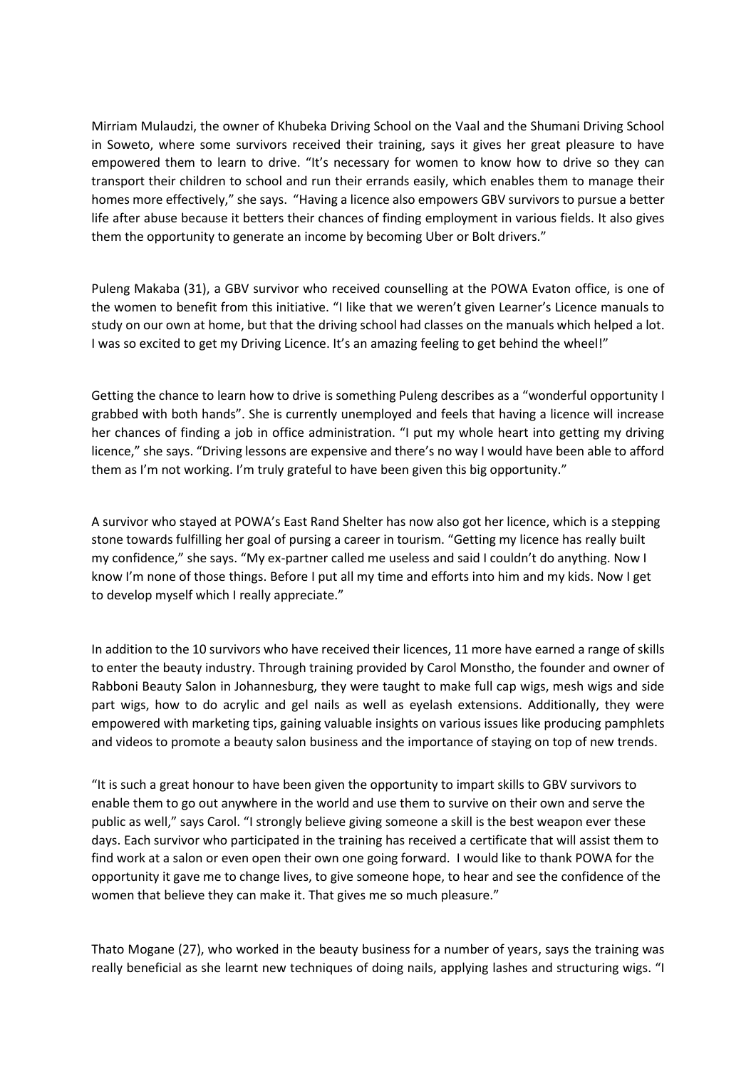Mirriam Mulaudzi, the owner of Khubeka Driving School on the Vaal and the Shumani Driving School in Soweto, where some survivors received their training, says it gives her great pleasure to have empowered them to learn to drive. "It's necessary for women to know how to drive so they can transport their children to school and run their errands easily, which enables them to manage their homes more effectively," she says. "Having a licence also empowers GBV survivors to pursue a better life after abuse because it betters their chances of finding employment in various fields. It also gives them the opportunity to generate an income by becoming Uber or Bolt drivers."

Puleng Makaba (31), a GBV survivor who received counselling at the POWA Evaton office, is one of the women to benefit from this initiative. "I like that we weren't given Learner's Licence manuals to study on our own at home, but that the driving school had classes on the manuals which helped a lot. I was so excited to get my Driving Licence. It's an amazing feeling to get behind the wheel!"

Getting the chance to learn how to drive is something Puleng describes as a "wonderful opportunity I grabbed with both hands". She is currently unemployed and feels that having a licence will increase her chances of finding a job in office administration. "I put my whole heart into getting my driving licence," she says. "Driving lessons are expensive and there's no way I would have been able to afford them as I'm not working. I'm truly grateful to have been given this big opportunity."

A survivor who stayed at POWA's East Rand Shelter has now also got her licence, which is a stepping stone towards fulfilling her goal of pursing a career in tourism. "Getting my licence has really built my confidence," she says. "My ex-partner called me useless and said I couldn't do anything. Now I know I'm none of those things. Before I put all my time and efforts into him and my kids. Now I get to develop myself which I really appreciate."

In addition to the 10 survivors who have received their licences, 11 more have earned a range of skills to enter the beauty industry. Through training provided by Carol Monstho, the founder and owner of Rabboni Beauty Salon in Johannesburg, they were taught to make full cap wigs, mesh wigs and side part wigs, how to do acrylic and gel nails as well as eyelash extensions. Additionally, they were empowered with marketing tips, gaining valuable insights on various issues like producing pamphlets and videos to promote a beauty salon business and the importance of staying on top of new trends.

"It is such a great honour to have been given the opportunity to impart skills to GBV survivors to enable them to go out anywhere in the world and use them to survive on their own and serve the public as well," says Carol. "I strongly believe giving someone a skill is the best weapon ever these days. Each survivor who participated in the training has received a certificate that will assist them to find work at a salon or even open their own one going forward. I would like to thank POWA for the opportunity it gave me to change lives, to give someone hope, to hear and see the confidence of the women that believe they can make it. That gives me so much pleasure."

Thato Mogane (27), who worked in the beauty business for a number of years, says the training was really beneficial as she learnt new techniques of doing nails, applying lashes and structuring wigs. "I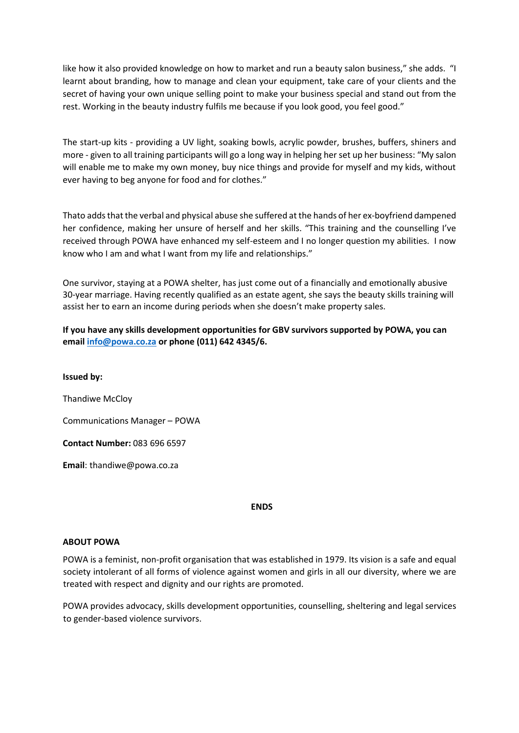like how it also provided knowledge on how to market and run a beauty salon business," she adds. "I learnt about branding, how to manage and clean your equipment, take care of your clients and the secret of having your own unique selling point to make your business special and stand out from the rest. Working in the beauty industry fulfils me because if you look good, you feel good."

The start-up kits - providing a UV light, soaking bowls, acrylic powder, brushes, buffers, shiners and more - given to all training participants will go a long way in helping her set up her business: "My salon will enable me to make my own money, buy nice things and provide for myself and my kids, without ever having to beg anyone for food and for clothes."

Thato adds that the verbal and physical abuse she suffered at the hands of her ex-boyfriend dampened her confidence, making her unsure of herself and her skills. "This training and the counselling I've received through POWA have enhanced my self-esteem and I no longer question my abilities. I now know who I am and what I want from my life and relationships."

One survivor, staying at a POWA shelter, has just come out of a financially and emotionally abusive 30-year marriage. Having recently qualified as an estate agent, she says the beauty skills training will assist her to earn an income during periods when she doesn't make property sales.

**If you have any skills development opportunities for GBV survivors supported by POWA, you can email [info@powa.co.za](mailto:info@powa.co.za) or phone (011) 642 4345/6.**

**Issued by:**

Thandiwe McCloy

Communications Manager – POWA

**Contact Number:** 083 696 6597

**Email**: thandiwe@powa.co.za

**ENDS**

**ABOUT POWA**

POWA is a feminist, non-profit organisation that was established in 1979. Its vision is a safe and equal society intolerant of all forms of violence against women and girls in all our diversity, where we are treated with respect and dignity and our rights are promoted.

POWA provides advocacy, skills development opportunities, counselling, sheltering and legal services to gender-based violence survivors.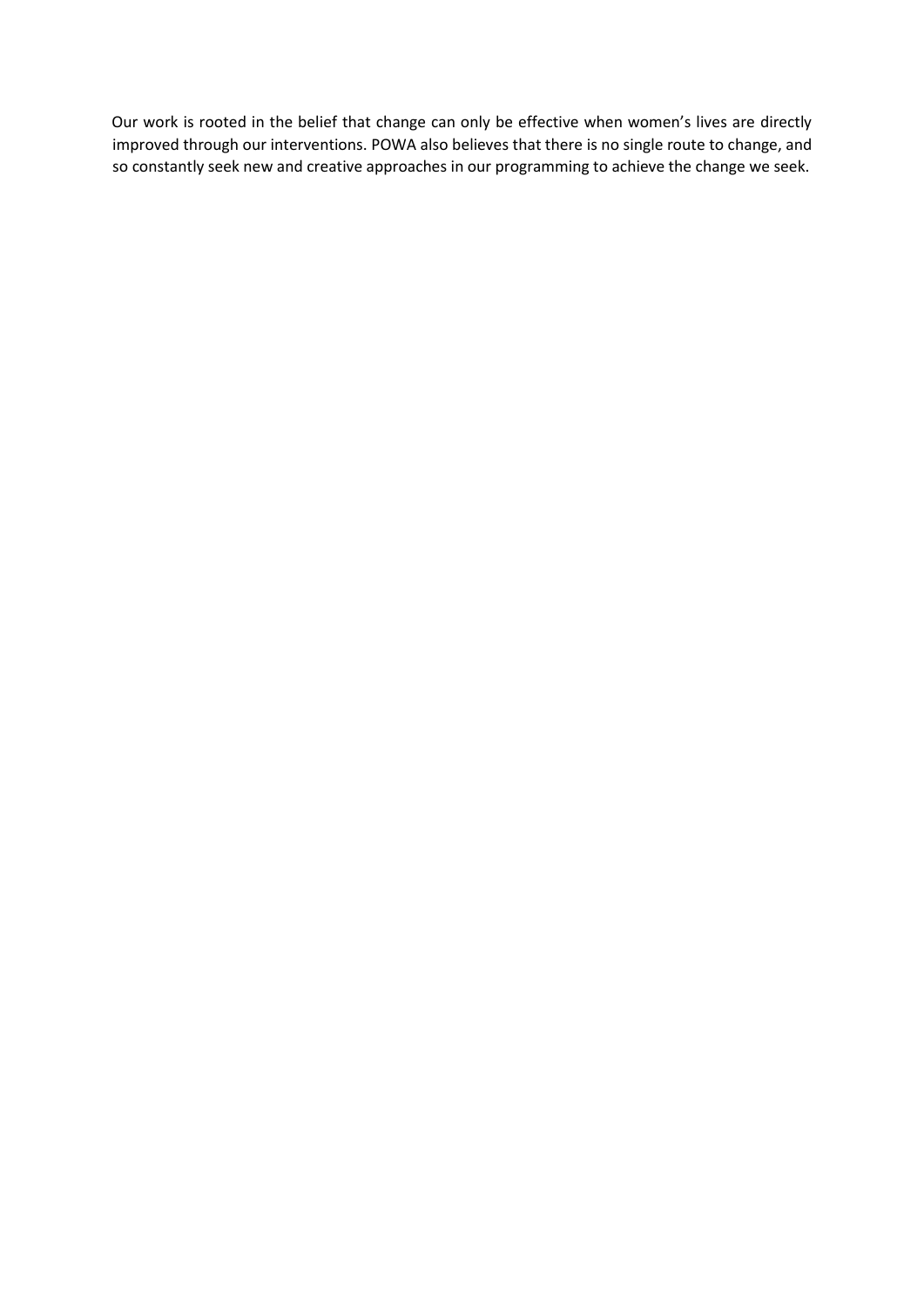Our work is rooted in the belief that change can only be effective when women's lives are directly improved through our interventions. POWA also believes that there is no single route to change, and so constantly seek new and creative approaches in our programming to achieve the change we seek.